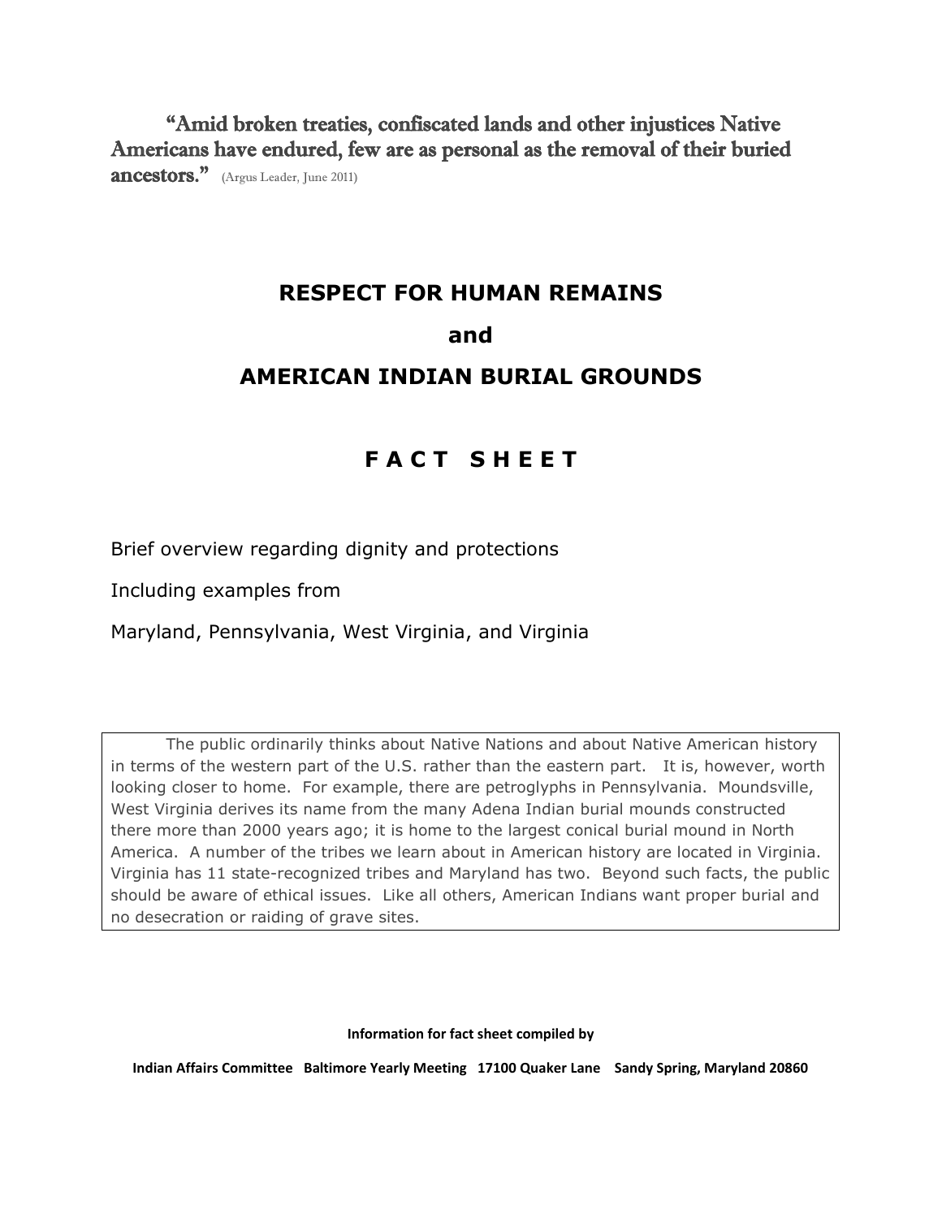**"Amid broken treaties, confiscated lands and other injustices Native Americans have endured, few are as personal as the removal of their buried ancestors."** (Argus Leader, June 2011)

# RESPECT FOR HUMAN REMAINS

# and

# AMERICAN INDIAN BURIAL GROUNDS

## F A C T S H E E T

Brief overview regarding dignity and protections

Including examples from

Maryland, Pennsylvania, West Virginia, and Virginia

The public ordinarily thinks about Native Nations and about Native American history in terms of the western part of the U.S. rather than the eastern part. It is, however, worth looking closer to home. For example, there are petroglyphs in Pennsylvania. Moundsville, West Virginia derives its name from the many Adena Indian burial mounds constructed there more than 2000 years ago; it is home to the largest conical burial mound in North America. A number of the tribes we learn about in American history are located in Virginia. Virginia has 11 state-recognized tribes and Maryland has two. Beyond such facts, the public should be aware of ethical issues. Like all others, American Indians want proper burial and no desecration or raiding of grave sites.

**Information for fact sheet compiled by**

**Indian Affairs Committee Baltimore Yearly Meeting 17100 Quaker Lane Sandy Spring, Maryland 20860**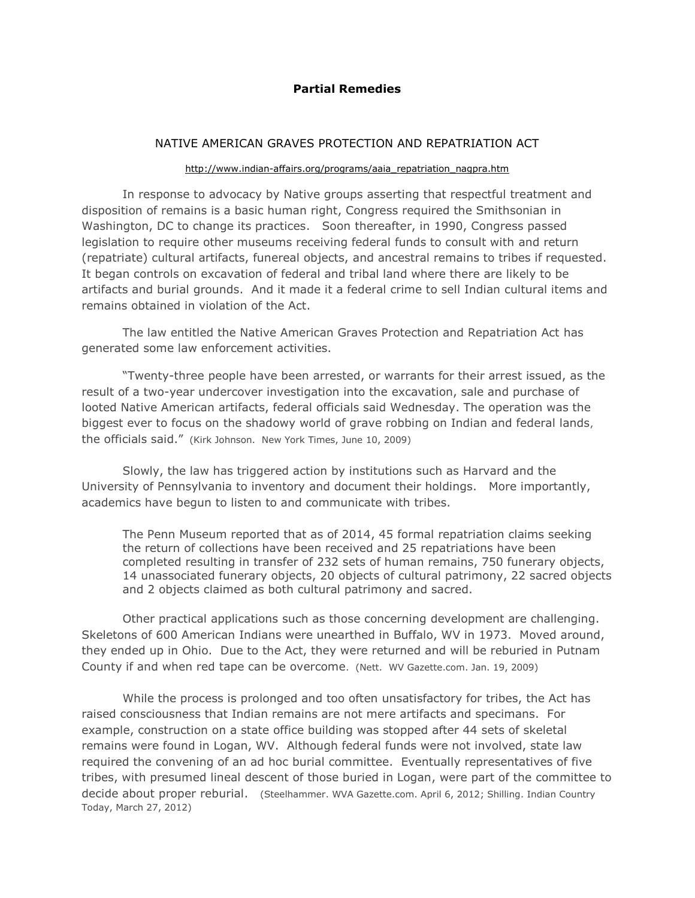**Partial Remedies**

## NATIVE AMERICAN GRAVES PROTECTION AND REPATRIATION ACT

http://www.indian-affairs.org/programs/aaia_repatriation_nagpra.htm

In response to advocacy by Native groups asserting that respectful treatment and disposition of remains is a basic human right, Congress required the Smithsonian in Washington, DC to change its practices. Soon thereafter, in 1990, Congress passed legislation to require other museums receiving federal funds to consult with and return (repatriate) cultural artifacts, funereal objects, and ancestral remains to tribes if requested. It began controls on excavation of federal and tribal land where there are likely to be artifacts and burial grounds. And it made it a federal crime to sell Indian cultural items and remains obtained in violation of the Act.

The law entitled the Native American Graves Protection and Repatriation Act has generated some law enforcement activities.

"Twenty-three people have been arrested, or warrants for their arrest issued, as the result of a two-year undercover investigation into the excavation, sale and purchase of looted Native American artifacts, federal officials said Wednesday. The operation was the biggest ever to focus on the shadowy world of grave robbing on Indian and federal lands, the officials said." (Kirk Johnson. New York Times, June 10, 2009)

Slowly, the law has triggered action by institutions such as Harvard and the University of Pennsylvania to inventory and document their holdings. More importantly, academics have begun to listen to and communicate with tribes.

> The Penn Museum reported that as of 2014, 45 formal repatriation claims seeking the return of collections have been received and 25 repatriations have been completed resulting in transfer of 232 sets of human remains, 750 funerary objects, 14 unassociated funerary objects, 20 objects of cultural patrimony, 22 sacred objects and 2 objects claimed as both cultural patrimony and sacred.

Other practical applications such as those concerning development are challenging. Skeletons of 600 American Indians were unearthed in Buffalo, WV in 1973. Moved around, they ended up in Ohio. Due to the Act, they were returned and will be reburied in Putnam County if and when red tape can be overcome. (Nett. WV Gazette.com. Jan. 19, 2009)

While the process is prolonged and too often unsatisfactory for tribes, the Act has raised consciousness that Indian remains are not mere artifacts and specimans. For example, construction on a state office building was stopped after 44 sets of skeletal remains were found in Logan, WV. Although federal funds were not involved, state law required the convening of an ad hoc burial committee. Eventually representatives of five tribes, with presumed lineal descent of those buried in Logan, were part of the committee to decide about proper reburial. (Steelhammer. WVA Gazette.com. April 6, 2012; Shilling. Indian Country Today, March 27, 2012)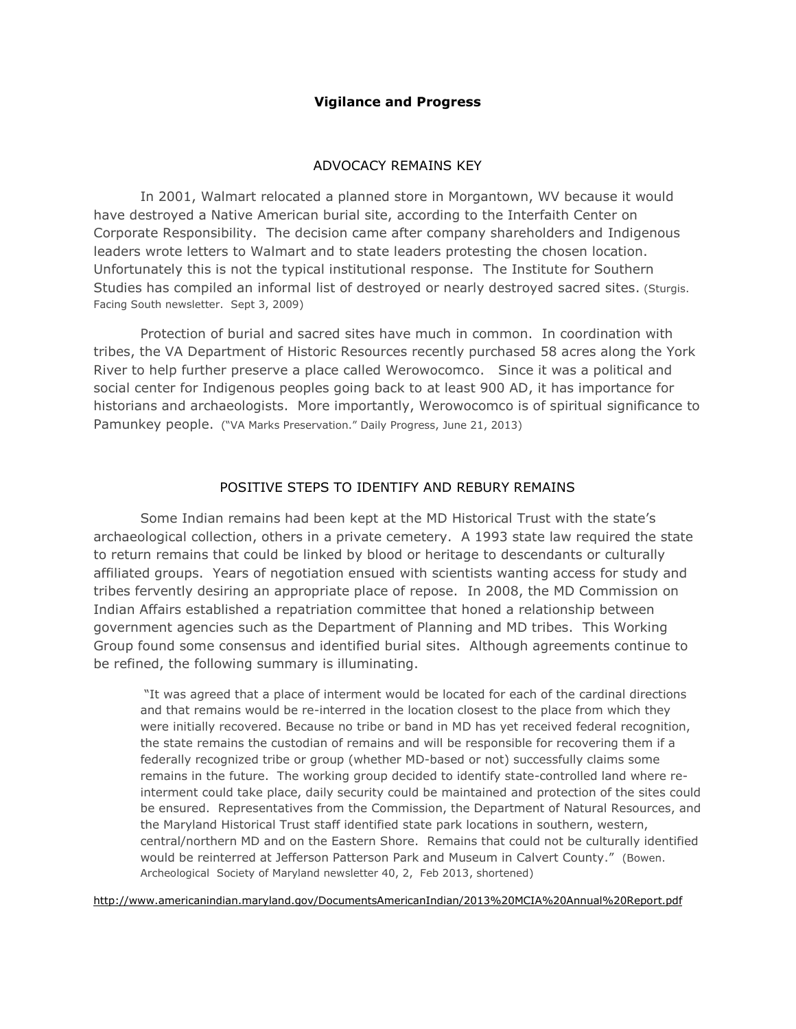# Vigilance and Progress

## ADVOCACY REMAINS KEY

In 2001, Walmart relocated a planned store in Morgantown, WV because it would have destroyed a Native American burial site, according to the Interfaith Center on Corporate Responsibility. The decision came after company shareholders and Indigenous leaders wrote letters to Walmart and to state leaders protesting the chosen location. Unfortunately this is not the typical institutional response. The Institute for Southern Studies has compiled an informal list of destroyed or nearly destroyed sacred sites. (Sturgis. Facing South newsletter. Sept 3, 2009)

Protection of burial and sacred sites have much in common. In coordination with tribes, the VA Department of Historic Resources recently purchased 58 acres along the York River to help further preserve a place called Werowocomco. Since it was a political and social center for Indigenous peoples going back to at least 900 AD, it has importance for historians and archaeologists. More importantly, Werowocomco is of spiritual significance to Pamunkey people. ("VA Marks Preservation." Daily Progress, June 21, 2013)

## POSITIVE STEPS TO IDENTIFY AND REBURY REMAINS

Some Indian remains had been kept at the MD Historical Trust with the state's archaeological collection, others in a private cemetery. A 1993 state law required the state to return remains that could be linked by blood or heritage to descendants or culturally affiliated groups. Years of negotiation ensued with scientists wanting access for study and tribes fervently desiring an appropriate place of repose. In 2008, the MD Commission on Indian Affairs established a repatriation committee that honed a relationship between government agencies such as the Department of Planning and MD tribes. This Working Group found some consensus and identified burial sites. Although agreements continue to be refined, the following summary is illuminating.

> "It was agreed that a place of interment would be located for each of the cardinal directions and that remains would be re-interred in the location closest to the place from which they were initially recovered. Because no tribe or band in MD has yet received federal recognition, the state remains the custodian of remains and will be responsible for recovering them if a federally recognized tribe or group (whether MD-based or not) successfully claims some remains in the future. The working group decided to identify state-controlled land where re-interment could take place, daily security could be maintained and protection of the sites could be ensured. Representatives from the Commission, the Department of Natural Resources, and the Maryland Historical Trust staff identified state park locations in southern, western, central/northern MD and on the Eastern Shore. Remains that could not be culturally identified would be reinterred at Jefferson Patterson Park and Museum in Calvert County." (Bowen. Archeological Society of Maryland newsletter 40, 2, Feb 2013, shortened)

http://www.americanindian.maryland.gov/DocumentsAmericanIndian/2013%20MCIA%20Annual%20Report.pdf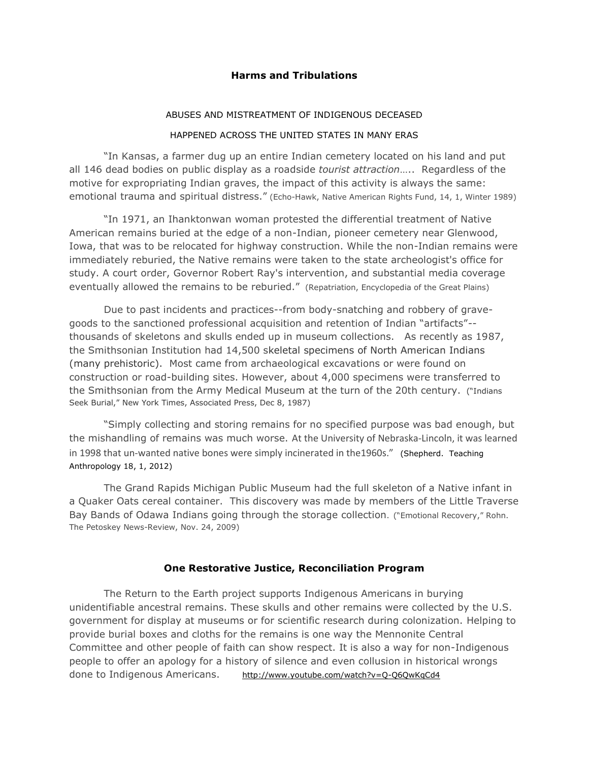## Harms and Tribulations

ABUSES AND MISTREATMENT OF INDIGENOUS DECEASED

HAPPENED ACROSS THE UNITED STATES IN MANY ERAS

"In Kansas, a farmer dug up an entire Indian cemetery located on his land and put all 146 dead bodies on public display as a roadside *tourist attraction*….. Regardless of the motive for expropriating Indian graves, the impact of this activity is always the same: emotional trauma and spiritual distress." (Echo-Hawk, Native American Rights Fund, 14, 1, Winter 1989)

"In 1971, an Ihanktonwan woman protested the differential treatment of Native American remains buried at the edge of a non-Indian, pioneer cemetery near Glenwood, Iowa, that was to be relocated for highway construction. While the non-Indian remains were immediately reburied, the Native remains were taken to the state archeologist's office for study. A court order, Governor Robert Ray's intervention, and substantial media coverage eventually allowed the remains to be reburied." (Repatriation, Encyclopedia of the Great Plains)

Due to past incidents and practices--from body-snatching and robbery of grave-goods to the sanctioned professional acquisition and retention of Indian "artifacts"--thousands of skeletons and skulls ended up in museum collections. As recently as 1987, the Smithsonian Institution had 14,500 skeletal specimens of North American Indians (many prehistoric). Most came from archaeological excavations or were found on construction or road-building sites. However, about 4,000 specimens were transferred to the Smithsonian from the Army Medical Museum at the turn of the 20th century. ("Indians Seek Burial," New York Times, Associated Press, Dec 8, 1987)

"Simply collecting and storing remains for no specified purpose was bad enough, but the mishandling of remains was much worse. At the University of Nebraska-Lincoln, it was learned in 1998 that un-wanted native bones were simply incinerated in the1960s." (Shepherd. Teaching Anthropology 18, 1, 2012)

The Grand Rapids Michigan Public Museum had the full skeleton of a Native infant in a Quaker Oats cereal container. This discovery was made by members of the Little Traverse Bay Bands of Odawa Indians going through the storage collection. ("Emotional Recovery," Rohn. The Petoskey News-Review, Nov. 24, 2009)

## One Restorative Justice, Reconciliation Program

The Return to the Earth project supports Indigenous Americans in burying unidentifiable ancestral remains. These skulls and other remains were collected by the U.S. government for display at museums or for scientific research during colonization. Helping to provide burial boxes and cloths for the remains is one way the Mennonite Central Committee and other people of faith can show respect. It is also a way for non-Indigenous people to offer an apology for a history of silence and even collusion in historical wrongs done to Indigenous Americans. http://www.youtube.com/watch?v=Q-Q6QwKqCd4